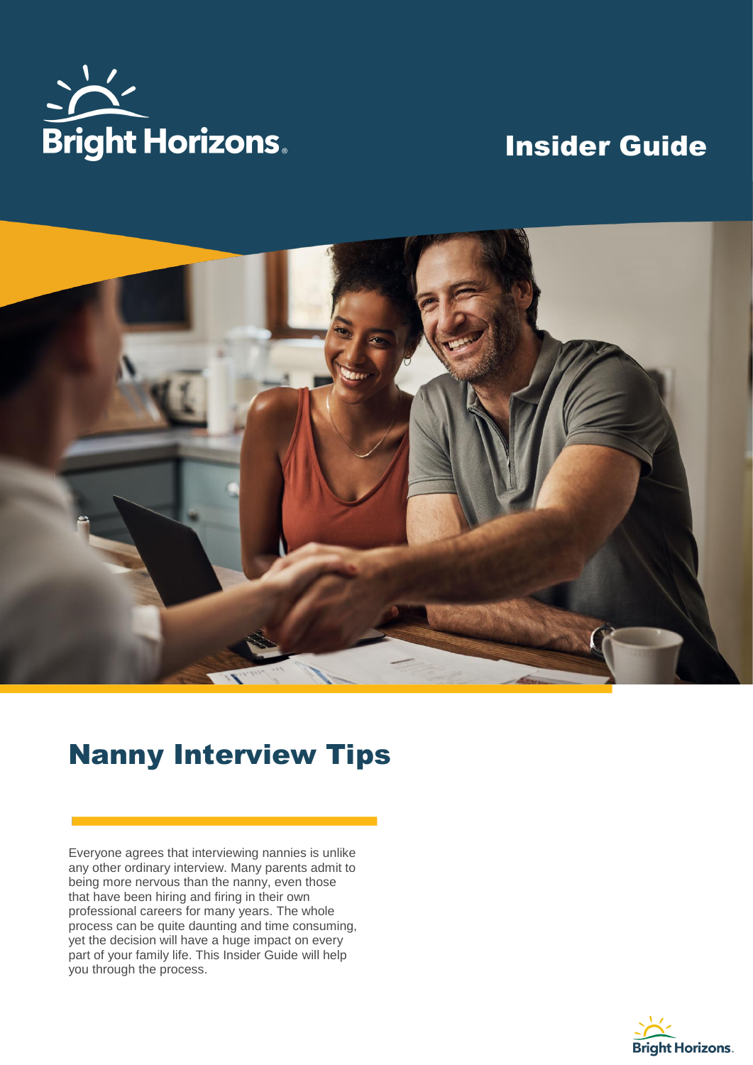Bright Horizons

# Insider Guide

# Nanny Interview Tips

Everyone agrees that interviewing nannies is unlike any other ordinary interview. Many parents admit to being more nervous than the nanny, even those that have been hiring and firing in their own professional careers for many years. The whole process can be quite daunting and time consuming, yet the decision will have a huge impact on every part of your family life. This Insider Guide will help you through the process.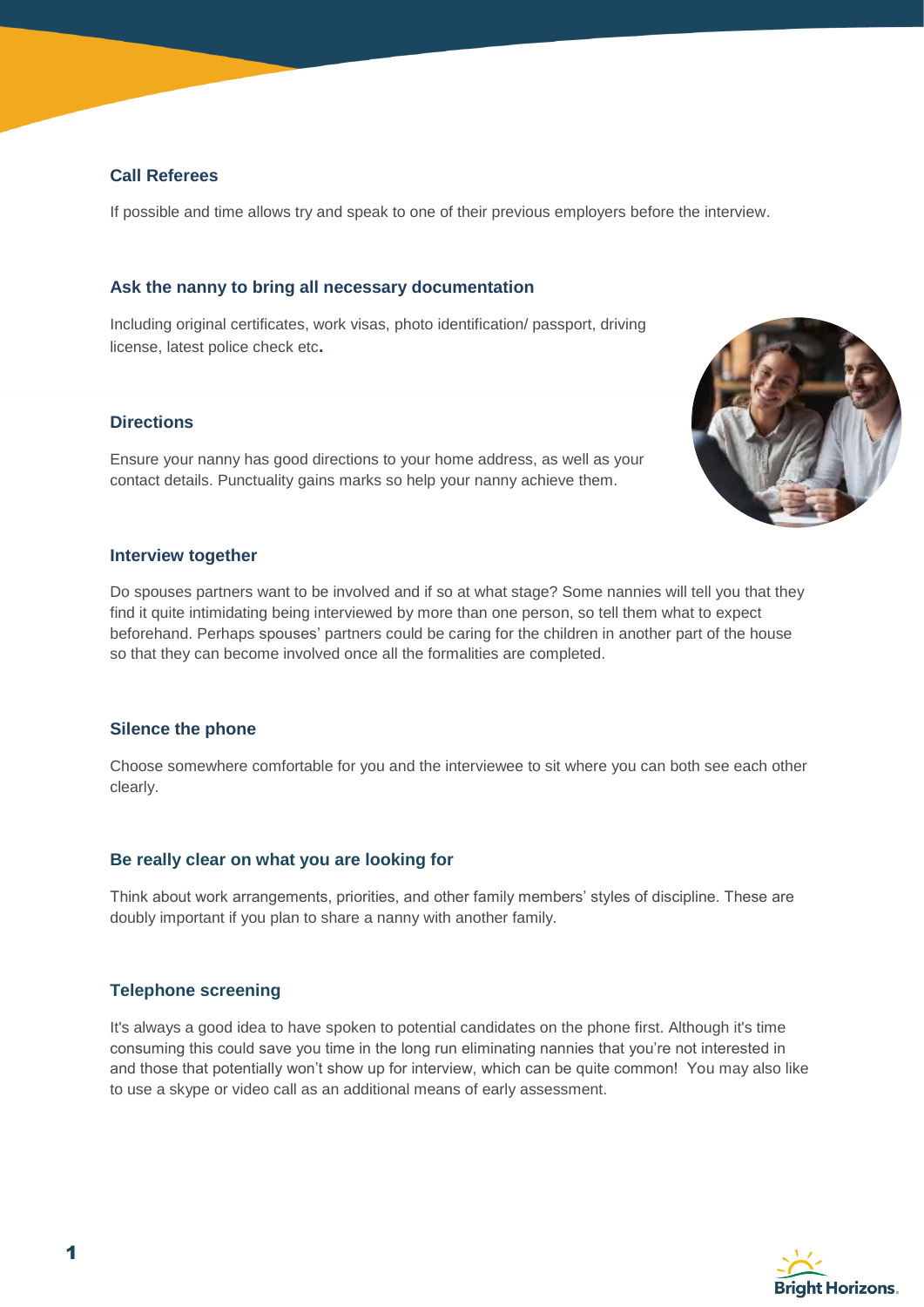## Call Referees

If possible and time allows try and speak to one of their previous employers before the interview.

## Ask the nanny to bring all necessary documentation

Including original certificates, work visas, photo identification/ passport, driving license, latest police check etc**.**

## Directions

Ensure your nanny has good directions to your home address, as well as your contact details. Punctuality gains marks so help your nanny achieve them.

## Interview together

Do spouses partners want to be involved and if so at what stage? Some nannies will tell you that they find it quite intimidating being interviewed by more than one person, so tell them what to expect beforehand. Perhaps spouses' partners could be caring for the children in another part of the house so that they can become involved once all the formalities are completed.

## Silence the phone

Choose somewhere comfortable for you and the interviewee to sit where you can both see each other clearly.

## Be really clear on what you are looking for

Think about work arrangements, priorities, and other family members' styles of discipline. These are doubly important if you plan to share a nanny with another family.

## Telephone screening

It's always a good idea to have spoken to potential candidates on the phone first. Although it's time consuming this could save you time in the long run eliminating nannies that you're not interested in and those that potentially won't show up for interview, which can be quite common! You may also like to use a skype or video call as an additional means of early assessment.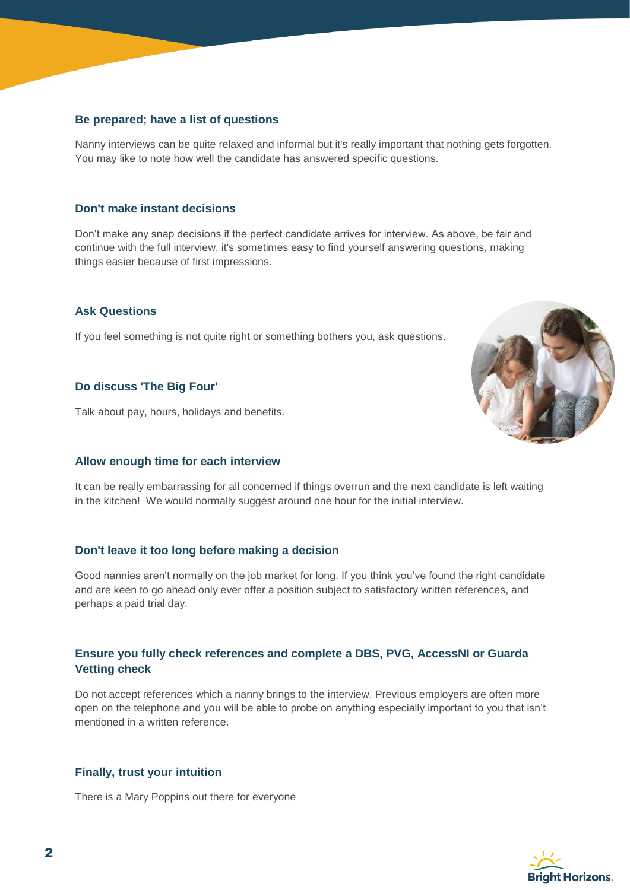### Be prepared; have a list of questions

Nanny interviews can be quite relaxed and informal but it's really important that nothing gets forgotten. You may like to note how well the candidate has answered specific questions.

### Don't make instant decisions

Don't make any snap decisions if the perfect candidate arrives for interview. As above, be fair and continue with the full interview, it's sometimes easy to find yourself answering questions, making things easier because of first impressions.

### Ask Questions

If you feel something is not quite right or something bothers you, ask questions.

### Do discuss 'The Big Four'

Talk about pay, hours, holidays and benefits.

### Allow enough time for each interview

It can be really embarrassing for all concerned if things overrun and the next candidate is left waiting in the kitchen!  We would normally suggest around one hour for the initial interview.

### Don't leave it too long before making a decision

Good nannies aren't normally on the job market for long. If you think you've found the right candidate and are keen to go ahead only ever offer a position subject to satisfactory written references, and perhaps a paid trial day.

### Ensure you fully check references and complete a DBS, PVG, AccessNI or Guarda Vetting check

Do not accept references which a nanny brings to the interview. Previous employers are often more open on the telephone and you will be able to probe on anything especially important to you that isn't mentioned in a written reference.

### Finally, trust your intuition

There is a Mary Poppins out there for everyone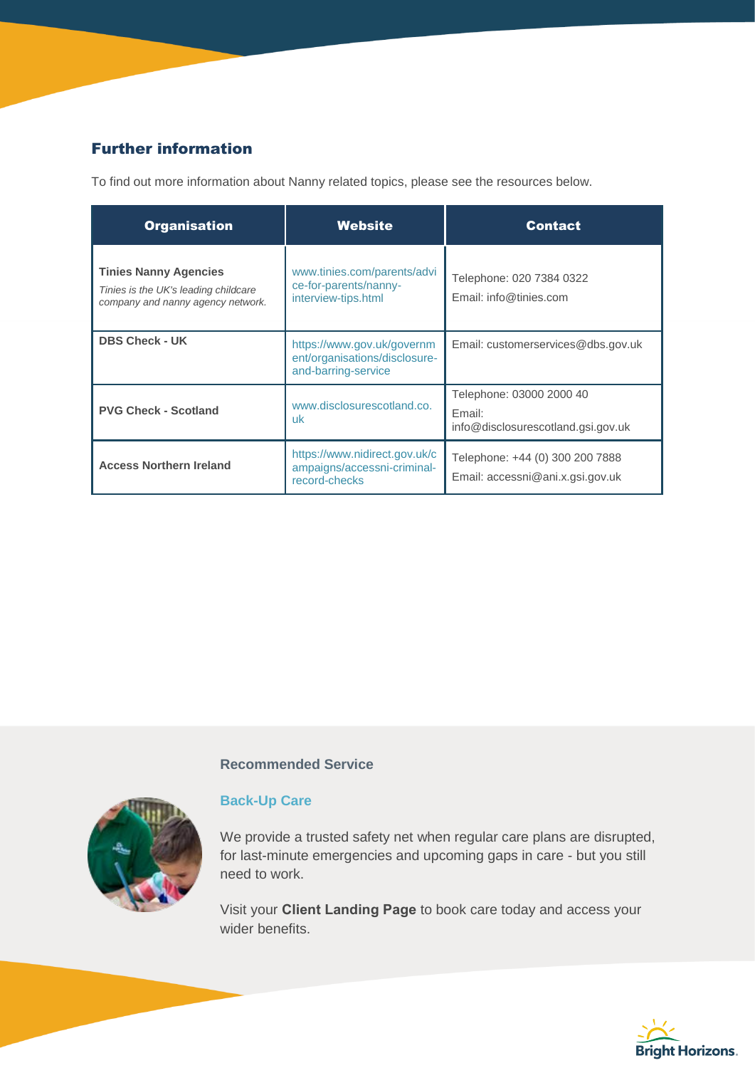## Further information

To find out more information about Nanny related topics, please see the resources below.

| Organisation | Website | Contact |
|---|---|---|
| **Tinies Nanny Agencies** *Tinies is the UK's leading childcare company and nanny agency network.* | www.tinies.com/parents/advice-for-parents/nanny-interview-tips.html | Telephone: 020 7384 0322 Email: info@tinies.com |
| **DBS Check - UK** | https://www.gov.uk/government/organisations/disclosure-and-barring-service | Email: customerservices@dbs.gov.uk |
| **PVG Check - Scotland** | www.disclosurescotland.co.uk | Telephone: 03000 2000 40 Email: info@disclosurescotland.gsi.gov.uk |
| **Access Northern Ireland** | https://www.nidirect.gov.uk/campaigns/accessni-criminal-record-checks | Telephone: +44 (0) 300 200 7888 Email: accessni@ani.x.gsi.gov.uk |

### Recommended Service

#### Back-Up Care

We provide a trusted safety net when regular care plans are disrupted, for last-minute emergencies and upcoming gaps in care - but you still need to work.

Visit your **Client Landing Page** to book care today and access your wider benefits.